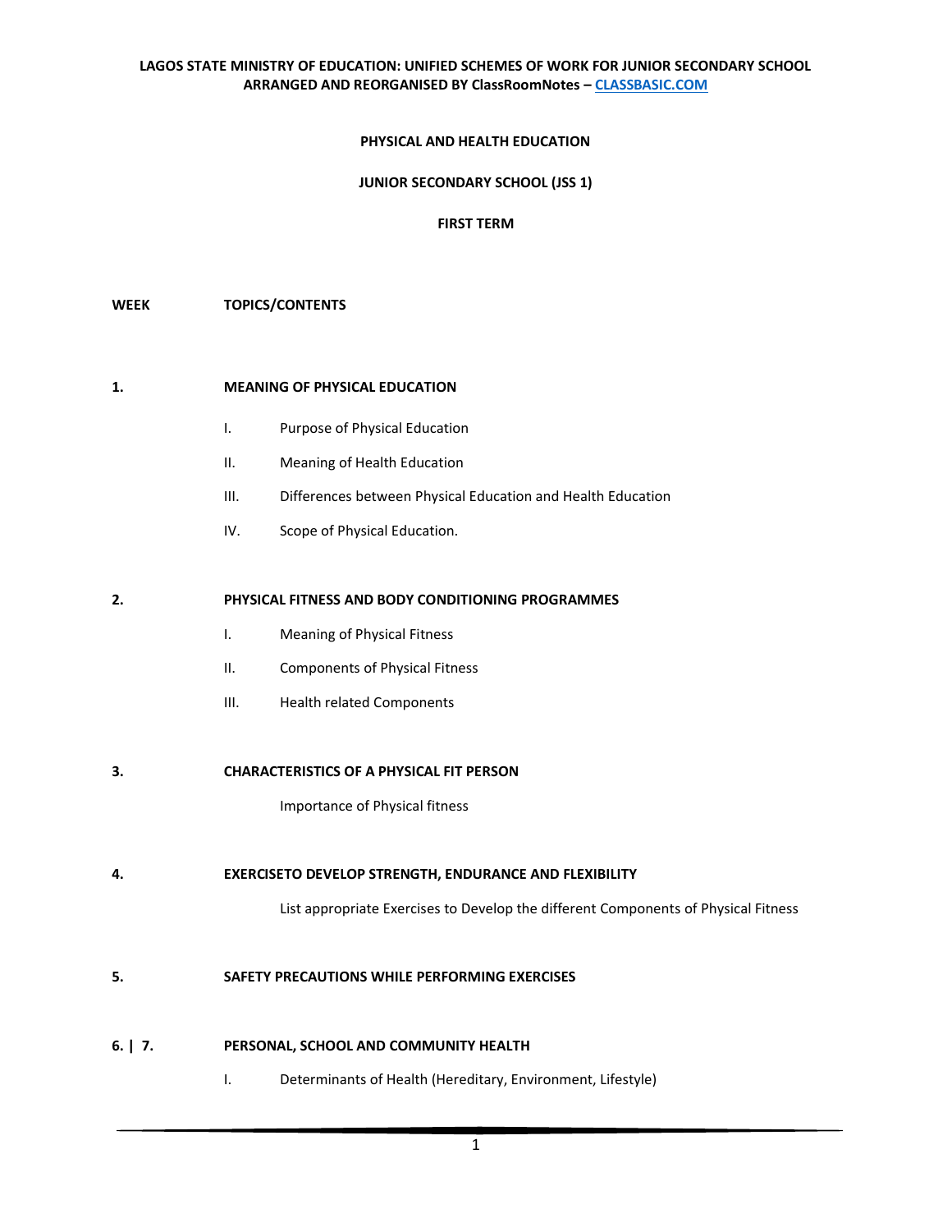**LAGOS STATE MINISTRY OF EDUCATION: UNIFIED SCHEMES OF WORK FOR JUNIOR SECONDARY SCHOOL ARRANGED AND REORGANISED BY ClassRoomNotes – CLASSBASIC.COM**

# PHYSICAL AND HEALTH EDUCATION

## JUNIOR SECONDARY SCHOOL (JSS 1)

## FIRST TERM

**WEEK** **TOPICS/CONTENTS**

**1.** **MEANING OF PHYSICAL EDUCATION**

I. Purpose of Physical Education

II. Meaning of Health Education

III. Differences between Physical Education and Health Education

IV. Scope of Physical Education.

**2.** **PHYSICAL FITNESS AND BODY CONDITIONING PROGRAMMES**

I. Meaning of Physical Fitness

II. Components of Physical Fitness

III. Health related Components

**3.** **CHARACTERISTICS OF A PHYSICAL FIT PERSON**

Importance of Physical fitness

**4.** **EXERCISETO DEVELOP STRENGTH, ENDURANCE AND FLEXIBILITY**

List appropriate Exercises to Develop the different Components of Physical Fitness

**5.** **SAFETY PRECAUTIONS WHILE PERFORMING EXERCISES**

**6. | 7.** **PERSONAL, SCHOOL AND COMMUNITY HEALTH**

I. Determinants of Health (Hereditary, Environment, Lifestyle)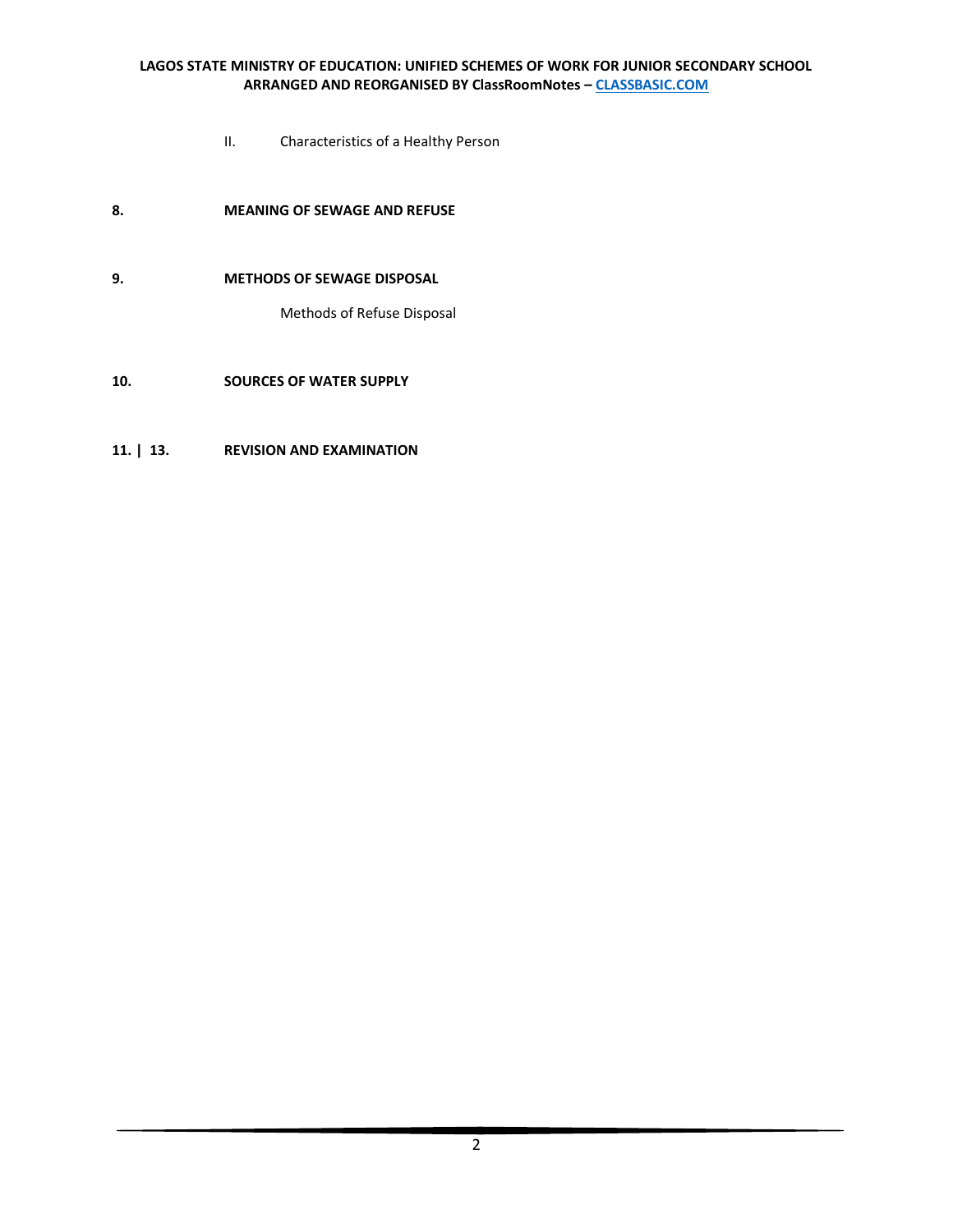II. Characteristics of a Healthy Person

**8. MEANING OF SEWAGE AND REFUSE**

**9. METHODS OF SEWAGE DISPOSAL**

Methods of Refuse Disposal

**10. SOURCES OF WATER SUPPLY**

**11. | 13. REVISION AND EXAMINATION**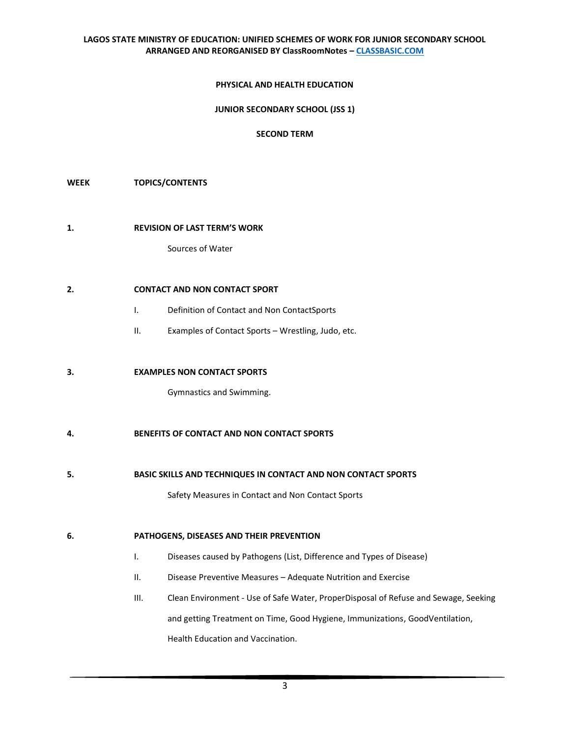## PHYSICAL AND HEALTH EDUCATION

## JUNIOR SECONDARY SCHOOL (JSS 1)

## SECOND TERM

**WEEK** **TOPICS/CONTENTS**

**1.** **REVISION OF LAST TERM'S WORK**

Sources of Water

**2.** **CONTACT AND NON CONTACT SPORT**

I. Definition of Contact and Non ContactSports

II. Examples of Contact Sports – Wrestling, Judo, etc.

**3.** **EXAMPLES NON CONTACT SPORTS**

Gymnastics and Swimming.

**4.** **BENEFITS OF CONTACT AND NON CONTACT SPORTS**

**5.** **BASIC SKILLS AND TECHNIQUES IN CONTACT AND NON CONTACT SPORTS**

Safety Measures in Contact and Non Contact Sports

**6.** **PATHOGENS, DISEASES AND THEIR PREVENTION**

I. Diseases caused by Pathogens (List, Difference and Types of Disease)

II. Disease Preventive Measures – Adequate Nutrition and Exercise

III. Clean Environment - Use of Safe Water, ProperDisposal of Refuse and Sewage, Seeking and getting Treatment on Time, Good Hygiene, Immunizations, GoodVentilation, Health Education and Vaccination.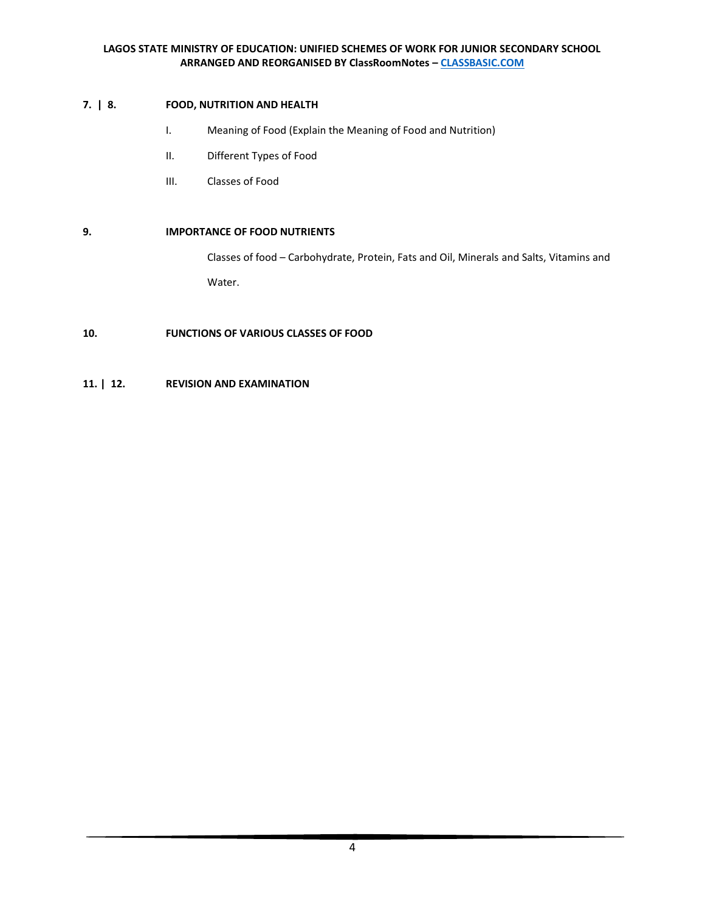**7. | 8. FOOD, NUTRITION AND HEALTH**

- I. Meaning of Food (Explain the Meaning of Food and Nutrition)
- II. Different Types of Food
- III. Classes of Food

**9. IMPORTANCE OF FOOD NUTRIENTS**

Classes of food – Carbohydrate, Protein, Fats and Oil, Minerals and Salts, Vitamins and Water.

**10. FUNCTIONS OF VARIOUS CLASSES OF FOOD**

**11. | 12. REVISION AND EXAMINATION**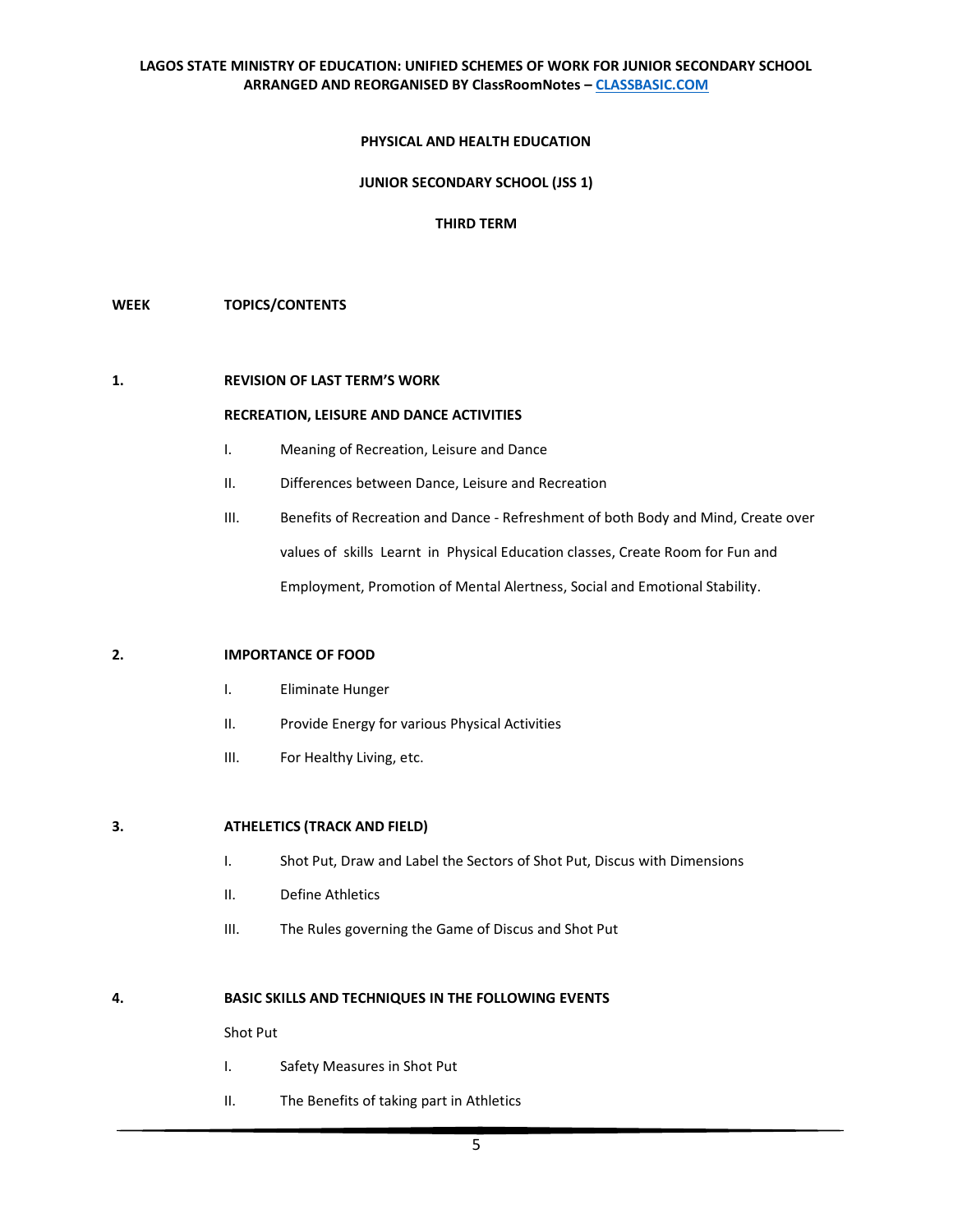## PHYSICAL AND HEALTH EDUCATION

## JUNIOR SECONDARY SCHOOL (JSS 1)

## THIRD TERM

**WEEK** **TOPICS/CONTENTS**

**1. REVISION OF LAST TERM'S WORK**

**RECREATION, LEISURE AND DANCE ACTIVITIES**

- I. Meaning of Recreation, Leisure and Dance
- II. Differences between Dance, Leisure and Recreation
- III. Benefits of Recreation and Dance - Refreshment of both Body and Mind, Create over values of skills Learnt in Physical Education classes, Create Room for Fun and Employment, Promotion of Mental Alertness, Social and Emotional Stability.

**2. IMPORTANCE OF FOOD**

- I. Eliminate Hunger
- II. Provide Energy for various Physical Activities
- III. For Healthy Living, etc.

**3. ATHELETICS (TRACK AND FIELD)**

- I. Shot Put, Draw and Label the Sectors of Shot Put, Discus with Dimensions
- II. Define Athletics
- III. The Rules governing the Game of Discus and Shot Put

**4. BASIC SKILLS AND TECHNIQUES IN THE FOLLOWING EVENTS**

Shot Put

- I. Safety Measures in Shot Put
- II. The Benefits of taking part in Athletics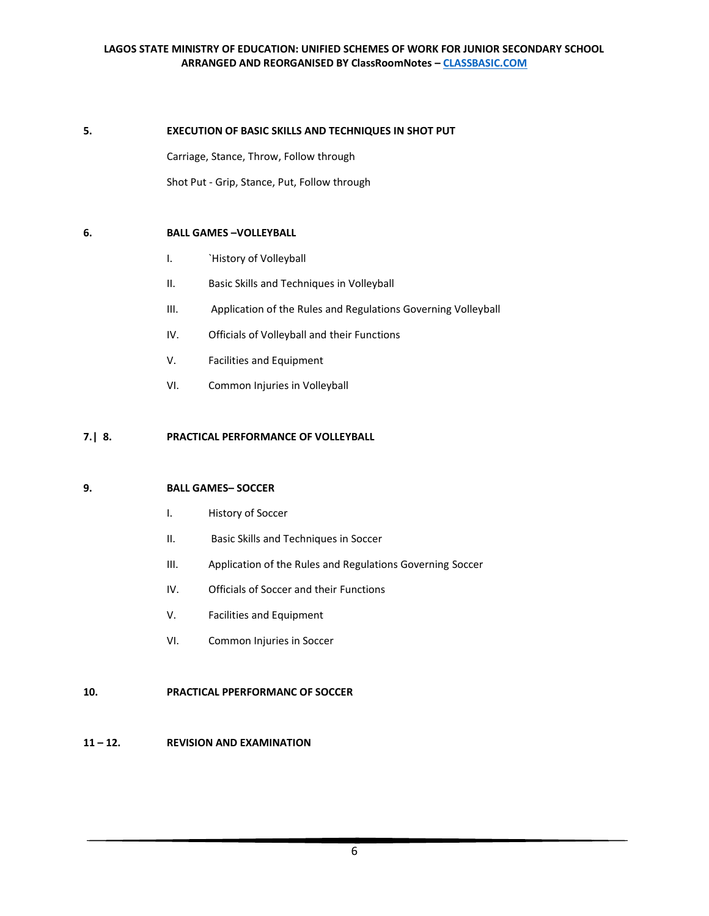**5.** **EXECUTION OF BASIC SKILLS AND TECHNIQUES IN SHOT PUT**

Carriage, Stance, Throw, Follow through

Shot Put - Grip, Stance, Put, Follow through

**6.** **BALL GAMES –VOLLEYBALL**

- I. `History of Volleyball
- II. Basic Skills and Techniques in Volleyball
- III. Application of the Rules and Regulations Governing Volleyball
- IV. Officials of Volleyball and their Functions
- V. Facilities and Equipment
- VI. Common Injuries in Volleyball

**7.| 8.** **PRACTICAL PERFORMANCE OF VOLLEYBALL**

**9.** **BALL GAMES– SOCCER**

- I. History of Soccer
- II. Basic Skills and Techniques in Soccer
- III. Application of the Rules and Regulations Governing Soccer
- IV. Officials of Soccer and their Functions
- V. Facilities and Equipment
- VI. Common Injuries in Soccer

**10.** **PRACTICAL PPERFORMANC OF SOCCER**

**11 – 12.** **REVISION AND EXAMINATION**